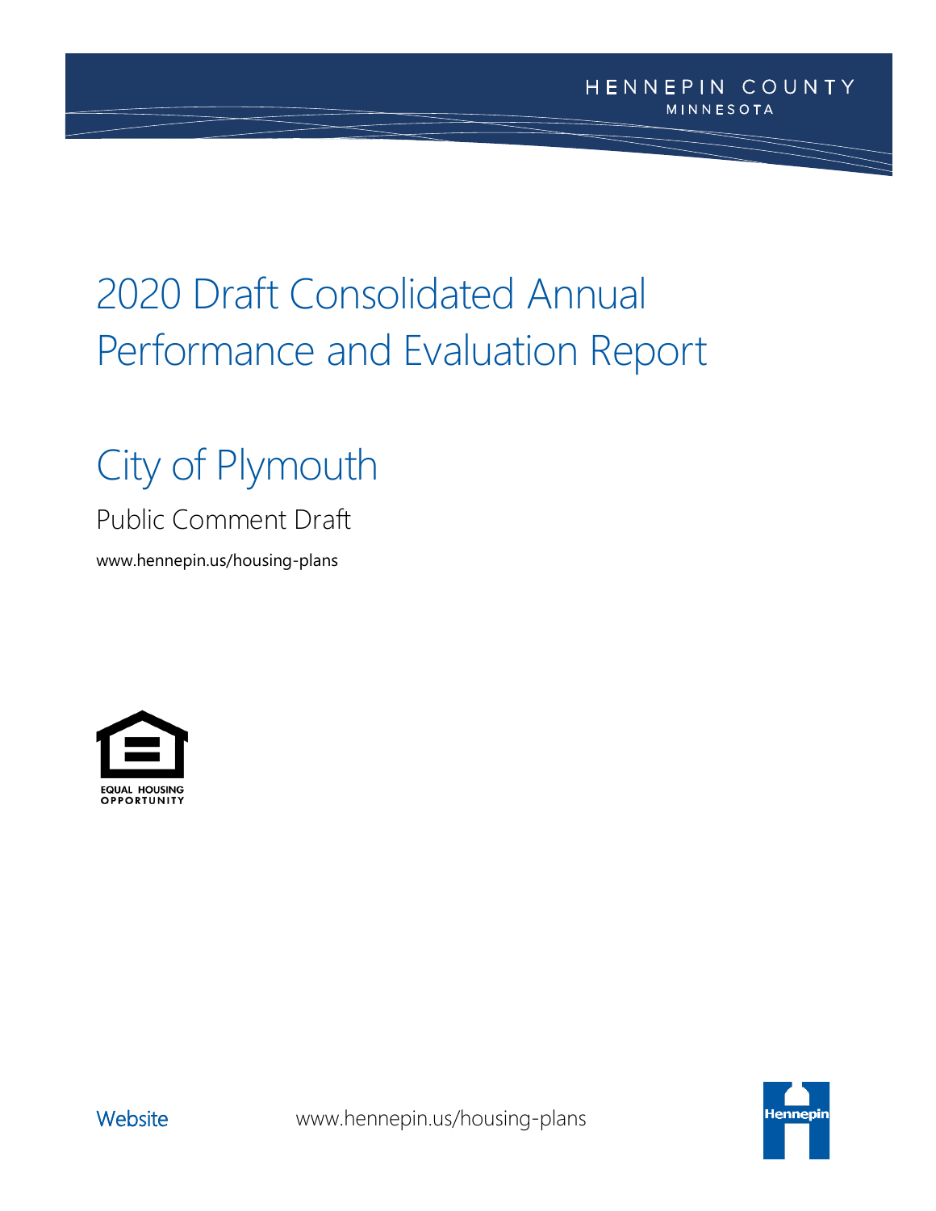HENNEPIN COUNTY
MINNESOTA

# 2020 Draft Consolidated Annual Performance and Evaluation Report

## City of Plymouth

Public Comment Draft

www.hennepin.us/housing-plans

EQUAL HOUSING OPPORTUNITY

Website www.hennepin.us/housing-plans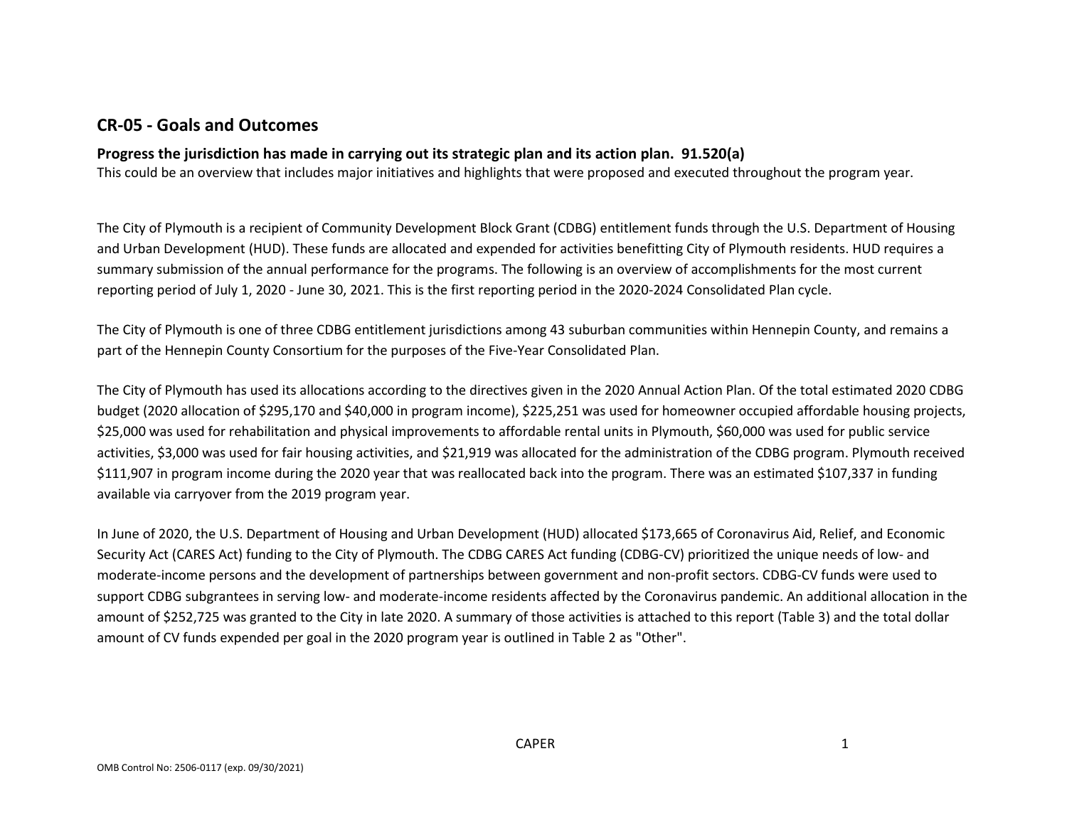## CR-05 - Goals and Outcomes

**Progress the jurisdiction has made in carrying out its strategic plan and its action plan. 91.520(a)**

This could be an overview that includes major initiatives and highlights that were proposed and executed throughout the program year.

The City of Plymouth is a recipient of Community Development Block Grant (CDBG) entitlement funds through the U.S. Department of Housing and Urban Development (HUD). These funds are allocated and expended for activities benefitting City of Plymouth residents. HUD requires a summary submission of the annual performance for the programs. The following is an overview of accomplishments for the most current reporting period of July 1, 2020 - June 30, 2021. This is the first reporting period in the 2020-2024 Consolidated Plan cycle.

The City of Plymouth is one of three CDBG entitlement jurisdictions among 43 suburban communities within Hennepin County, and remains a part of the Hennepin County Consortium for the purposes of the Five-Year Consolidated Plan.

The City of Plymouth has used its allocations according to the directives given in the 2020 Annual Action Plan. Of the total estimated 2020 CDBG budget (2020 allocation of $295,170 and $40,000 in program income), $225,251 was used for homeowner occupied affordable housing projects, $25,000 was used for rehabilitation and physical improvements to affordable rental units in Plymouth, $60,000 was used for public service activities, $3,000 was used for fair housing activities, and $21,919 was allocated for the administration of the CDBG program. Plymouth received $111,907 in program income during the 2020 year that was reallocated back into the program. There was an estimated $107,337 in funding available via carryover from the 2019 program year.

In June of 2020, the U.S. Department of Housing and Urban Development (HUD) allocated $173,665 of Coronavirus Aid, Relief, and Economic Security Act (CARES Act) funding to the City of Plymouth. The CDBG CARES Act funding (CDBG-CV) prioritized the unique needs of low- and moderate-income persons and the development of partnerships between government and non-profit sectors. CDBG-CV funds were used to support CDBG subgrantees in serving low- and moderate-income residents affected by the Coronavirus pandemic. An additional allocation in the amount of $252,725 was granted to the City in late 2020. A summary of those activities is attached to this report (Table 3) and the total dollar amount of CV funds expended per goal in the 2020 program year is outlined in Table 2 as "Other".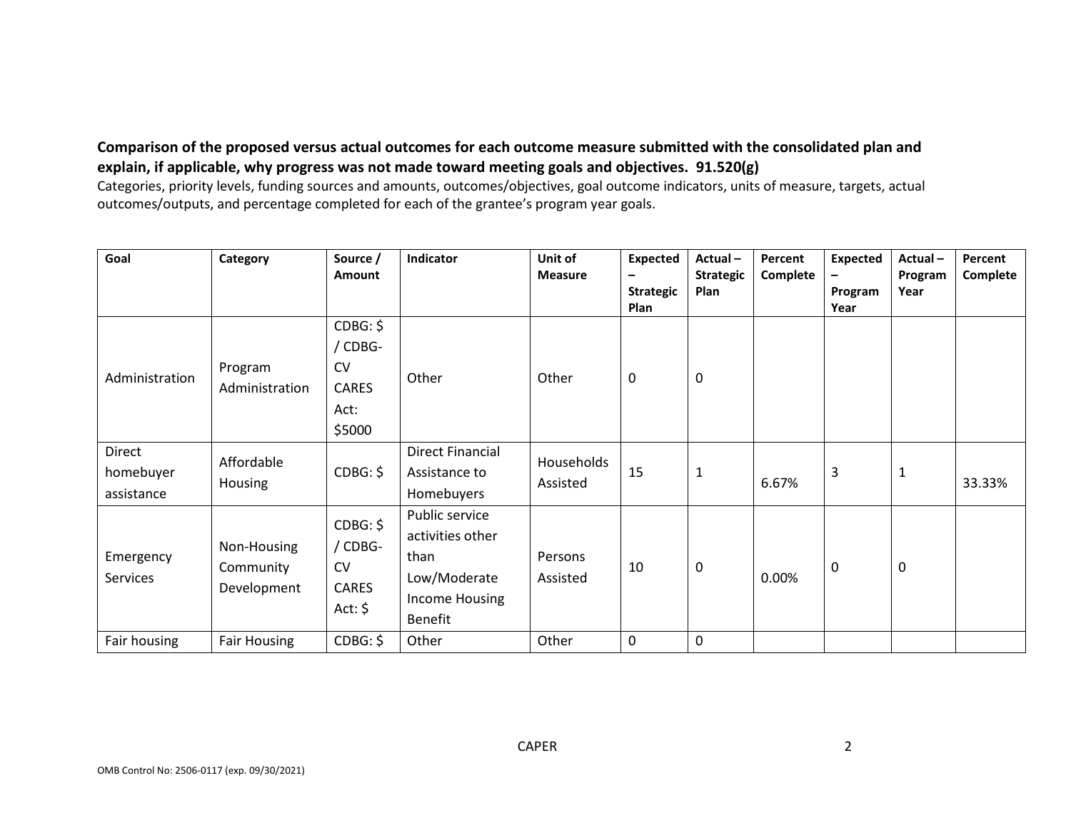**Comparison of the proposed versus actual outcomes for each outcome measure submitted with the consolidated plan and explain, if applicable, why progress was not made toward meeting goals and objectives. 91.520(g)**

Categories, priority levels, funding sources and amounts, outcomes/objectives, goal outcome indicators, units of measure, targets, actual outcomes/outputs, and percentage completed for each of the grantee's program year goals.

| Goal | Category | Source / Amount | Indicator | Unit of Measure | Expected – Strategic Plan | Actual – Strategic Plan | Percent Complete | Expected – Program Year | Actual – Program Year | Percent Complete |
|---|---|---|---|---|---|---|---|---|---|---|
| Administration | Program Administration | CDBG: $ / CDBG-CV CARES Act: $5000 | Other | Other | 0 | 0 | | | | |
| Direct homebuyer assistance | Affordable Housing | CDBG: $ | Direct Financial Assistance to Homebuyers | Households Assisted | 15 | 1 | 6.67% | 3 | 1 | 33.33% |
| Emergency Services | Non-Housing Community Development | CDBG: $ / CDBG-CV CARES Act: $ | Public service activities other than Low/Moderate Income Housing Benefit | Persons Assisted | 10 | 0 | 0.00% | 0 | 0 | |
| Fair housing | Fair Housing | CDBG: $ | Other | Other | 0 | 0 | | | | |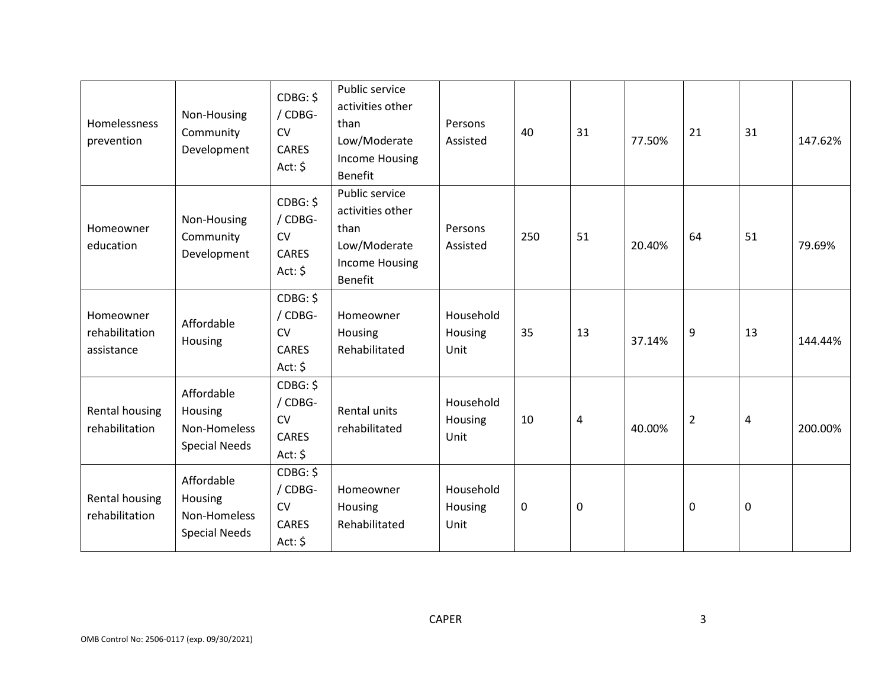| Homelessness prevention | Non-Housing Community Development | CDBG: $ / CDBG-CV CARES Act: $ | Public service activities other than Low/Moderate Income Housing Benefit | Persons Assisted | 40 | 31 | 77.50% | 21 | 31 | 147.62% |
|---|---|---|---|---|---|---|---|---|---|---|
| Homeowner education | Non-Housing Community Development | CDBG: $ / CDBG-CV CARES Act: $ | Public service activities other than Low/Moderate Income Housing Benefit | Persons Assisted | 250 | 51 | 20.40% | 64 | 51 | 79.69% |
| Homeowner rehabilitation assistance | Affordable Housing | CDBG: $ / CDBG-CV CARES Act: $ | Homeowner Housing Rehabilitated | Household Housing Unit | 35 | 13 | 37.14% | 9 | 13 | 144.44% |
| Rental housing rehabilitation | Affordable Housing Non-Homeless Special Needs | CDBG: $ / CDBG-CV CARES Act: $ | Rental units rehabilitated | Household Housing Unit | 10 | 4 | 40.00% | 2 | 4 | 200.00% |
| Rental housing rehabilitation | Affordable Housing Non-Homeless Special Needs | CDBG: $ / CDBG-CV CARES Act: $ | Homeowner Housing Rehabilitated | Household Housing Unit | 0 | 0 | | 0 | 0 | |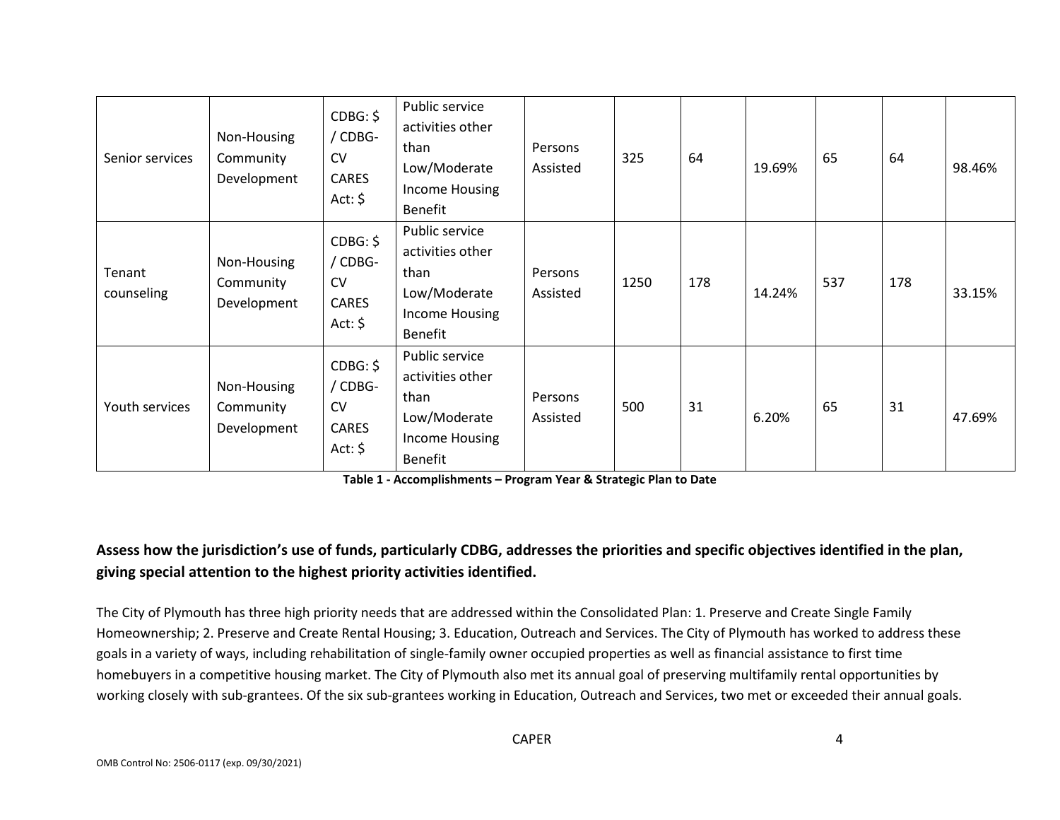| Senior services | Non-Housing Community Development | CDBG: $ / CDBG-CV CARES Act: $ | Public service activities other than Low/Moderate Income Housing Benefit | Persons Assisted | 325 | 64 | 19.69% | 65 | 64 | 98.46% |
|---|---|---|---|---|---|---|---|---|---|---|
| Tenant counseling | Non-Housing Community Development | CDBG: $ / CDBG-CV CARES Act: $ | Public service activities other than Low/Moderate Income Housing Benefit | Persons Assisted | 1250 | 178 | 14.24% | 537 | 178 | 33.15% |
| Youth services | Non-Housing Community Development | CDBG: $ / CDBG-CV CARES Act: $ | Public service activities other than Low/Moderate Income Housing Benefit | Persons Assisted | 500 | 31 | 6.20% | 65 | 31 | 47.69% |

**Table 1 - Accomplishments – Program Year & Strategic Plan to Date**

### Assess how the jurisdiction's use of funds, particularly CDBG, addresses the priorities and specific objectives identified in the plan, giving special attention to the highest priority activities identified.

The City of Plymouth has three high priority needs that are addressed within the Consolidated Plan: 1. Preserve and Create Single Family Homeownership; 2. Preserve and Create Rental Housing; 3. Education, Outreach and Services. The City of Plymouth has worked to address these goals in a variety of ways, including rehabilitation of single-family owner occupied properties as well as financial assistance to first time homebuyers in a competitive housing market. The City of Plymouth also met its annual goal of preserving multifamily rental opportunities by working closely with sub-grantees. Of the six sub-grantees working in Education, Outreach and Services, two met or exceeded their annual goals.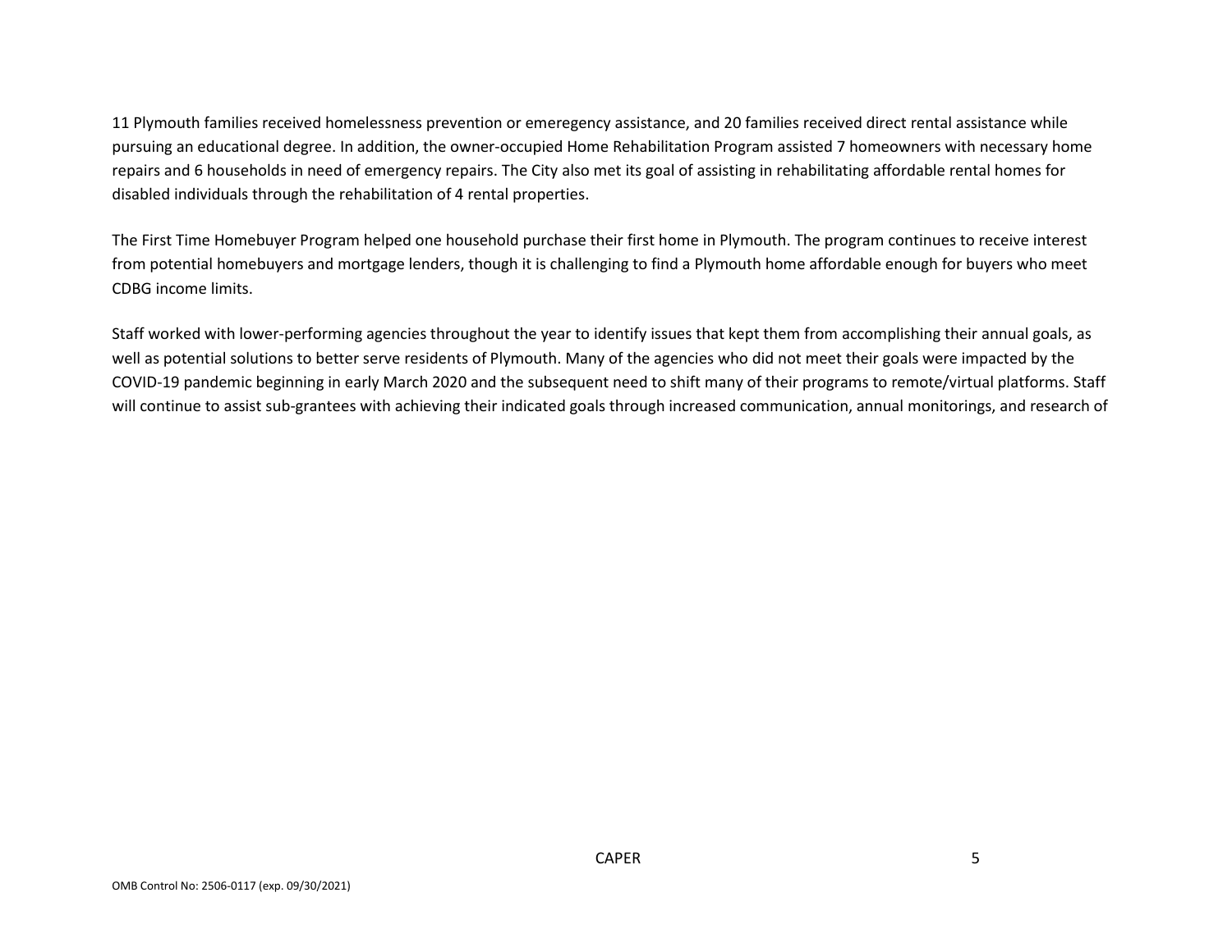11 Plymouth families received homelessness prevention or emeregency assistance, and 20 families received direct rental assistance while pursuing an educational degree. In addition, the owner-occupied Home Rehabilitation Program assisted 7 homeowners with necessary home repairs and 6 households in need of emergency repairs. The City also met its goal of assisting in rehabilitating affordable rental homes for disabled individuals through the rehabilitation of 4 rental properties.

The First Time Homebuyer Program helped one household purchase their first home in Plymouth. The program continues to receive interest from potential homebuyers and mortgage lenders, though it is challenging to find a Plymouth home affordable enough for buyers who meet CDBG income limits.

Staff worked with lower-performing agencies throughout the year to identify issues that kept them from accomplishing their annual goals, as well as potential solutions to better serve residents of Plymouth. Many of the agencies who did not meet their goals were impacted by the COVID-19 pandemic beginning in early March 2020 and the subsequent need to shift many of their programs to remote/virtual platforms. Staff will continue to assist sub-grantees with achieving their indicated goals through increased communication, annual monitorings, and research of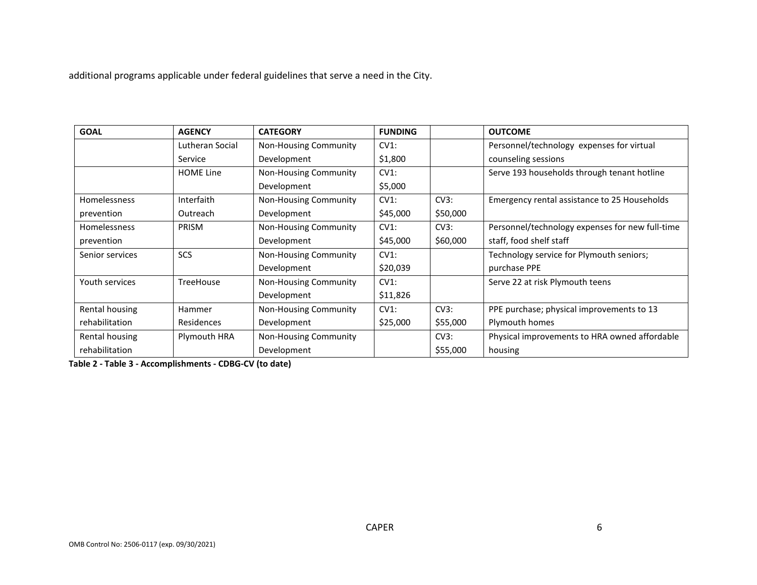additional programs applicable under federal guidelines that serve a need in the City.

| GOAL | AGENCY | CATEGORY | FUNDING | | OUTCOME |
|---|---|---|---|---|---|
| | Lutheran Social Service | Non-Housing Community Development | CV1: $1,800 | | Personnel/technology expenses for virtual counseling sessions |
| | HOME Line | Non-Housing Community Development | CV1: $5,000 | | Serve 193 households through tenant hotline |
| Homelessness prevention | Interfaith Outreach | Non-Housing Community Development | CV1: $45,000 | CV3: $50,000 | Emergency rental assistance to 25 Households |
| Homelessness prevention | PRISM | Non-Housing Community Development | CV1: $45,000 | CV3: $60,000 | Personnel/technology expenses for new full-time staff, food shelf staff |
| Senior services | SCS | Non-Housing Community Development | CV1: $20,039 | | Technology service for Plymouth seniors; purchase PPE |
| Youth services | TreeHouse | Non-Housing Community Development | CV1: $11,826 | | Serve 22 at risk Plymouth teens |
| Rental housing rehabilitation | Hammer Residences | Non-Housing Community Development | CV1: $25,000 | CV3: $55,000 | PPE purchase; physical improvements to 13 Plymouth homes |
| Rental housing rehabilitation | Plymouth HRA | Non-Housing Community Development | | CV3: $55,000 | Physical improvements to HRA owned affordable housing |

**Table 2 - Table 3 - Accomplishments - CDBG-CV (to date)**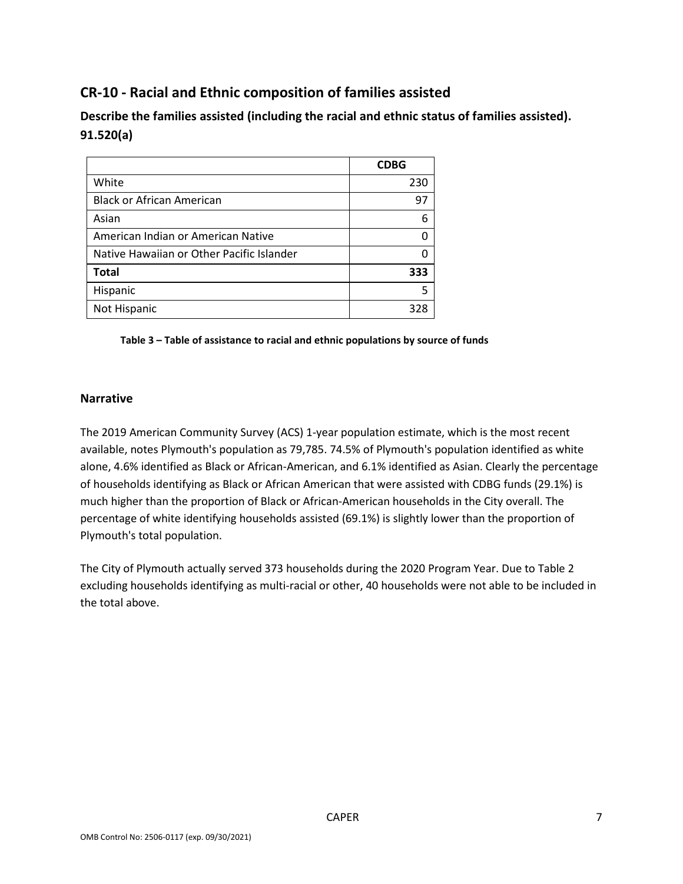## CR-10 - Racial and Ethnic composition of families assisted

### Describe the families assisted (including the racial and ethnic status of families assisted). 91.520(a)

| | CDBG |
|---|---|
| White | 230 |
| Black or African American | 97 |
| Asian | 6 |
| American Indian or American Native | 0 |
| Native Hawaiian or Other Pacific Islander | 0 |
| **Total** | **333** |
| Hispanic | 5 |
| Not Hispanic | 328 |

**Table 3 – Table of assistance to racial and ethnic populations by source of funds**

### Narrative

The 2019 American Community Survey (ACS) 1-year population estimate, which is the most recent available, notes Plymouth's population as 79,785. 74.5% of Plymouth's population identified as white alone, 4.6% identified as Black or African-American, and 6.1% identified as Asian. Clearly the percentage of households identifying as Black or African American that were assisted with CDBG funds (29.1%) is much higher than the proportion of Black or African-American households in the City overall. The percentage of white identifying households assisted (69.1%) is slightly lower than the proportion of Plymouth's total population.

The City of Plymouth actually served 373 households during the 2020 Program Year. Due to Table 2 excluding households identifying as multi-racial or other, 40 households were not able to be included in the total above.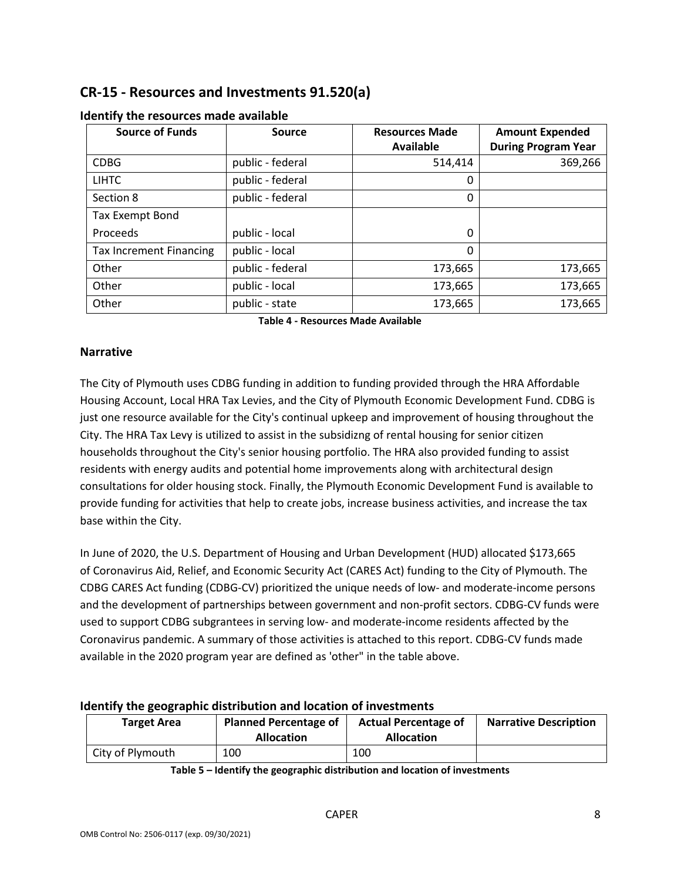## CR-15 - Resources and Investments 91.520(a)

### Identify the resources made available

| Source of Funds | Source | Resources Made Available | Amount Expended During Program Year |
|---|---|---|---|
| CDBG | public - federal | 514,414 | 369,266 |
| LIHTC | public - federal | 0 | |
| Section 8 | public - federal | 0 | |
| Tax Exempt Bond Proceeds | public - local | 0 | |
| Tax Increment Financing | public - local | 0 | |
| Other | public - federal | 173,665 | 173,665 |
| Other | public - local | 173,665 | 173,665 |
| Other | public - state | 173,665 | 173,665 |

**Table 4 - Resources Made Available**

### Narrative

The City of Plymouth uses CDBG funding in addition to funding provided through the HRA Affordable Housing Account, Local HRA Tax Levies, and the City of Plymouth Economic Development Fund. CDBG is just one resource available for the City's continual upkeep and improvement of housing throughout the City. The HRA Tax Levy is utilized to assist in the subsidizng of rental housing for senior citizen households throughout the City's senior housing portfolio. The HRA also provided funding to assist residents with energy audits and potential home improvements along with architectural design consultations for older housing stock. Finally, the Plymouth Economic Development Fund is available to provide funding for activities that help to create jobs, increase business activities, and increase the tax base within the City.

In June of 2020, the U.S. Department of Housing and Urban Development (HUD) allocated $173,665 of Coronavirus Aid, Relief, and Economic Security Act (CARES Act) funding to the City of Plymouth. The CDBG CARES Act funding (CDBG-CV) prioritized the unique needs of low- and moderate-income persons and the development of partnerships between government and non-profit sectors. CDBG-CV funds were used to support CDBG subgrantees in serving low- and moderate-income residents affected by the Coronavirus pandemic. A summary of those activities is attached to this report. CDBG-CV funds made available in the 2020 program year are defined as 'other" in the table above.

### Identify the geographic distribution and location of investments

| Target Area | Planned Percentage of Allocation | Actual Percentage of Allocation | Narrative Description |
|---|---|---|---|
| City of Plymouth | 100 | 100 | |

**Table 5 – Identify the geographic distribution and location of investments**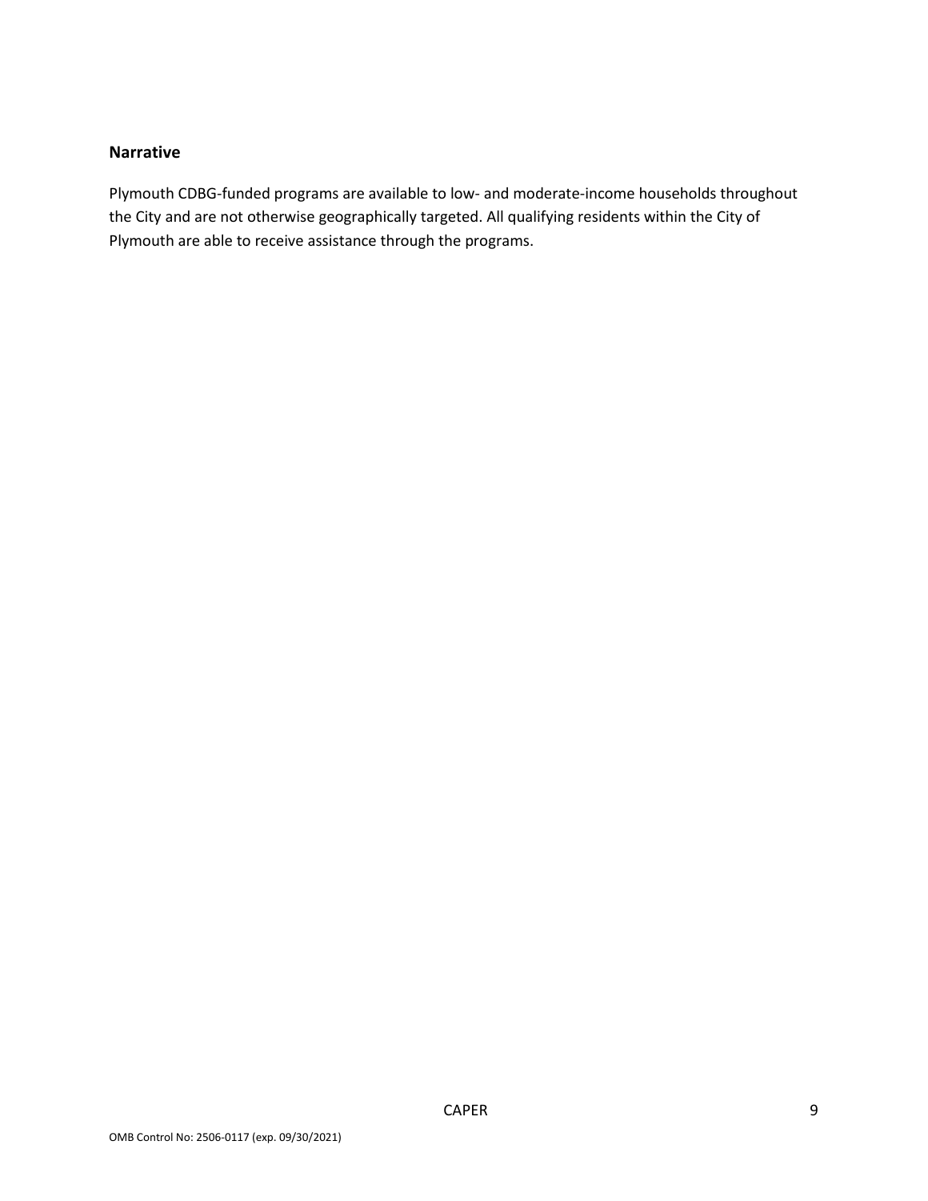### Narrative

Plymouth CDBG-funded programs are available to low- and moderate-income households throughout the City and are not otherwise geographically targeted. All qualifying residents within the City of Plymouth are able to receive assistance through the programs.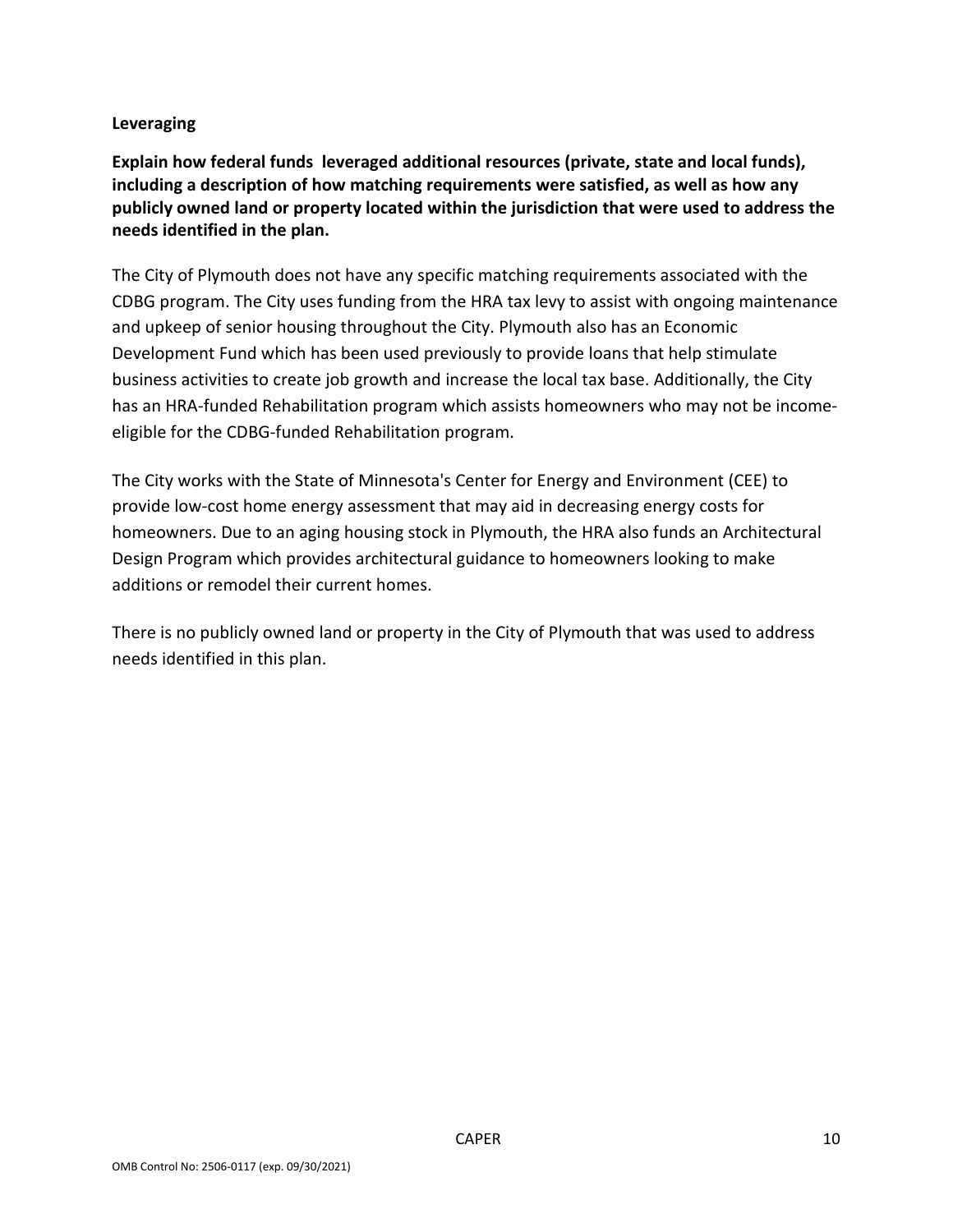**Leveraging**

**Explain how federal funds leveraged additional resources (private, state and local funds), including a description of how matching requirements were satisfied, as well as how any publicly owned land or property located within the jurisdiction that were used to address the needs identified in the plan.**

The City of Plymouth does not have any specific matching requirements associated with the CDBG program. The City uses funding from the HRA tax levy to assist with ongoing maintenance and upkeep of senior housing throughout the City. Plymouth also has an Economic Development Fund which has been used previously to provide loans that help stimulate business activities to create job growth and increase the local tax base. Additionally, the City has an HRA-funded Rehabilitation program which assists homeowners who may not be income-eligible for the CDBG-funded Rehabilitation program.

The City works with the State of Minnesota's Center for Energy and Environment (CEE) to provide low-cost home energy assessment that may aid in decreasing energy costs for homeowners. Due to an aging housing stock in Plymouth, the HRA also funds an Architectural Design Program which provides architectural guidance to homeowners looking to make additions or remodel their current homes.

There is no publicly owned land or property in the City of Plymouth that was used to address needs identified in this plan.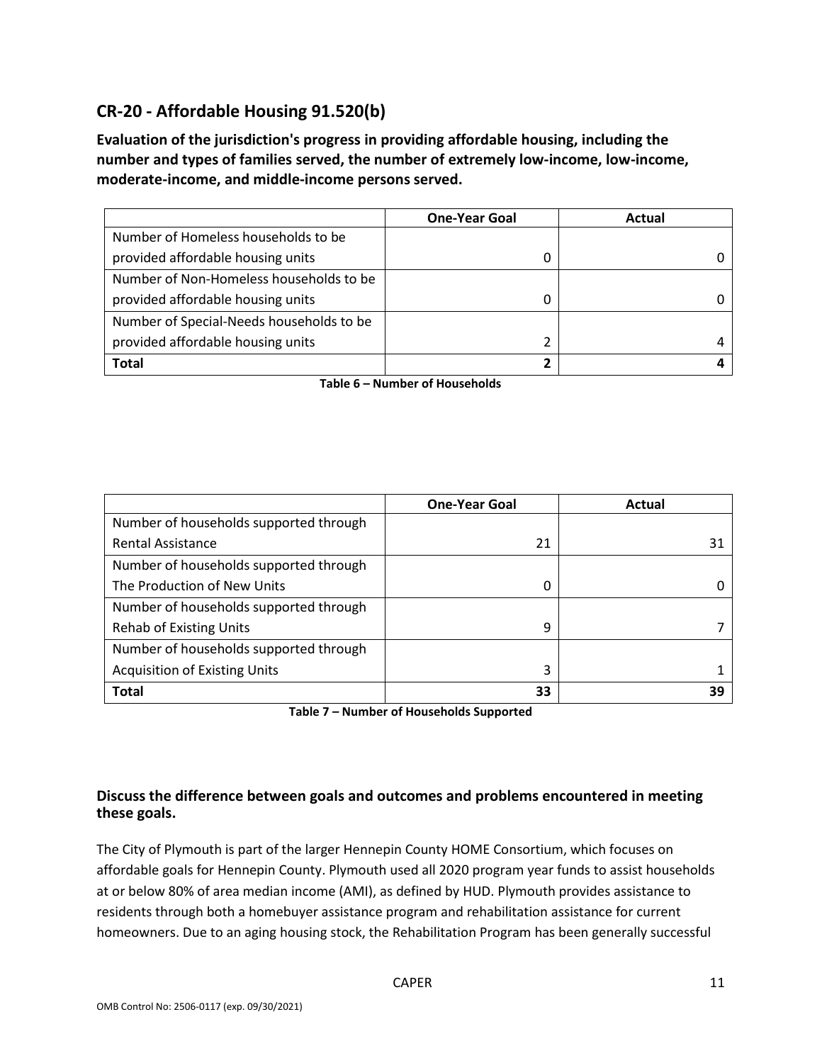## CR-20 - Affordable Housing 91.520(b)

**Evaluation of the jurisdiction's progress in providing affordable housing, including the number and types of families served, the number of extremely low-income, low-income, moderate-income, and middle-income persons served.**

| | One-Year Goal | Actual |
|---|---|---|
| Number of Homeless households to be provided affordable housing units | 0 | 0 |
| Number of Non-Homeless households to be provided affordable housing units | 0 | 0 |
| Number of Special-Needs households to be provided affordable housing units | 2 | 4 |
| **Total** | **2** | **4** |

**Table 6 – Number of Households**

| | One-Year Goal | Actual |
|---|---|---|
| Number of households supported through Rental Assistance | 21 | 31 |
| Number of households supported through The Production of New Units | 0 | 0 |
| Number of households supported through Rehab of Existing Units | 9 | 7 |
| Number of households supported through Acquisition of Existing Units | 3 | 1 |
| **Total** | **33** | **39** |

**Table 7 – Number of Households Supported**

### Discuss the difference between goals and outcomes and problems encountered in meeting these goals.

The City of Plymouth is part of the larger Hennepin County HOME Consortium, which focuses on affordable goals for Hennepin County. Plymouth used all 2020 program year funds to assist households at or below 80% of area median income (AMI), as defined by HUD. Plymouth provides assistance to residents through both a homebuyer assistance program and rehabilitation assistance for current homeowners. Due to an aging housing stock, the Rehabilitation Program has been generally successful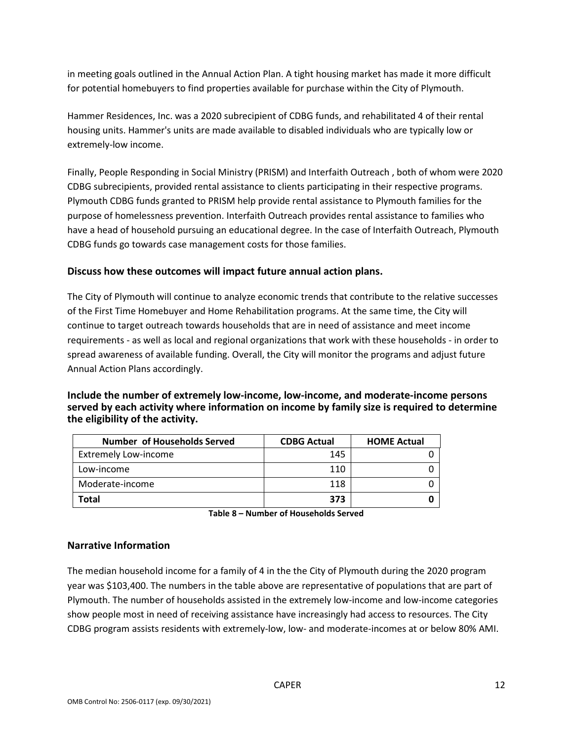in meeting goals outlined in the Annual Action Plan. A tight housing market has made it more difficult for potential homebuyers to find properties available for purchase within the City of Plymouth.

Hammer Residences, Inc. was a 2020 subrecipient of CDBG funds, and rehabilitated 4 of their rental housing units. Hammer's units are made available to disabled individuals who are typically low or extremely-low income.

Finally, People Responding in Social Ministry (PRISM) and Interfaith Outreach , both of whom were 2020 CDBG subrecipients, provided rental assistance to clients participating in their respective programs. Plymouth CDBG funds granted to PRISM help provide rental assistance to Plymouth families for the purpose of homelessness prevention. Interfaith Outreach provides rental assistance to families who have a head of household pursuing an educational degree. In the case of Interfaith Outreach, Plymouth CDBG funds go towards case management costs for those families.

### Discuss how these outcomes will impact future annual action plans.

The City of Plymouth will continue to analyze economic trends that contribute to the relative successes of the First Time Homebuyer and Home Rehabilitation programs. At the same time, the City will continue to target outreach towards households that are in need of assistance and meet income requirements - as well as local and regional organizations that work with these households - in order to spread awareness of available funding. Overall, the City will monitor the programs and adjust future Annual Action Plans accordingly.

### Include the number of extremely low-income, low-income, and moderate-income persons served by each activity where information on income by family size is required to determine the eligibility of the activity.

| Number of Households Served | CDBG Actual | HOME Actual |
|---|---|---|
| Extremely Low-income | 145 | 0 |
| Low-income | 110 | 0 |
| Moderate-income | 118 | 0 |
| **Total** | **373** | **0** |

**Table 8 – Number of Households Served**

### Narrative Information

The median household income for a family of 4 in the the City of Plymouth during the 2020 program year was $103,400. The numbers in the table above are representative of populations that are part of Plymouth. The number of households assisted in the extremely low-income and low-income categories show people most in need of receiving assistance have increasingly had access to resources. The City CDBG program assists residents with extremely-low, low- and moderate-incomes at or below 80% AMI.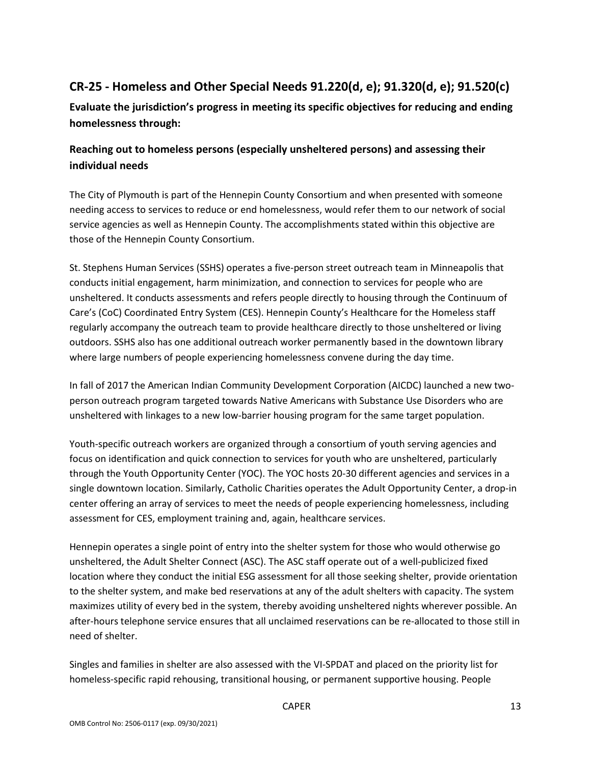## CR-25 - Homeless and Other Special Needs 91.220(d, e); 91.320(d, e); 91.520(c)

**Evaluate the jurisdiction's progress in meeting its specific objectives for reducing and ending homelessness through:**

### Reaching out to homeless persons (especially unsheltered persons) and assessing their individual needs

The City of Plymouth is part of the Hennepin County Consortium and when presented with someone needing access to services to reduce or end homelessness, would refer them to our network of social service agencies as well as Hennepin County. The accomplishments stated within this objective are those of the Hennepin County Consortium.

St. Stephens Human Services (SSHS) operates a five-person street outreach team in Minneapolis that conducts initial engagement, harm minimization, and connection to services for people who are unsheltered. It conducts assessments and refers people directly to housing through the Continuum of Care's (CoC) Coordinated Entry System (CES). Hennepin County's Healthcare for the Homeless staff regularly accompany the outreach team to provide healthcare directly to those unsheltered or living outdoors. SSHS also has one additional outreach worker permanently based in the downtown library where large numbers of people experiencing homelessness convene during the day time.

In fall of 2017 the American Indian Community Development Corporation (AICDC) launched a new two-person outreach program targeted towards Native Americans with Substance Use Disorders who are unsheltered with linkages to a new low-barrier housing program for the same target population.

Youth-specific outreach workers are organized through a consortium of youth serving agencies and focus on identification and quick connection to services for youth who are unsheltered, particularly through the Youth Opportunity Center (YOC). The YOC hosts 20-30 different agencies and services in a single downtown location. Similarly, Catholic Charities operates the Adult Opportunity Center, a drop-in center offering an array of services to meet the needs of people experiencing homelessness, including assessment for CES, employment training and, again, healthcare services.

Hennepin operates a single point of entry into the shelter system for those who would otherwise go unsheltered, the Adult Shelter Connect (ASC). The ASC staff operate out of a well-publicized fixed location where they conduct the initial ESG assessment for all those seeking shelter, provide orientation to the shelter system, and make bed reservations at any of the adult shelters with capacity. The system maximizes utility of every bed in the system, thereby avoiding unsheltered nights wherever possible. An after-hours telephone service ensures that all unclaimed reservations can be re-allocated to those still in need of shelter.

Singles and families in shelter are also assessed with the VI-SPDAT and placed on the priority list for homeless-specific rapid rehousing, transitional housing, or permanent supportive housing. People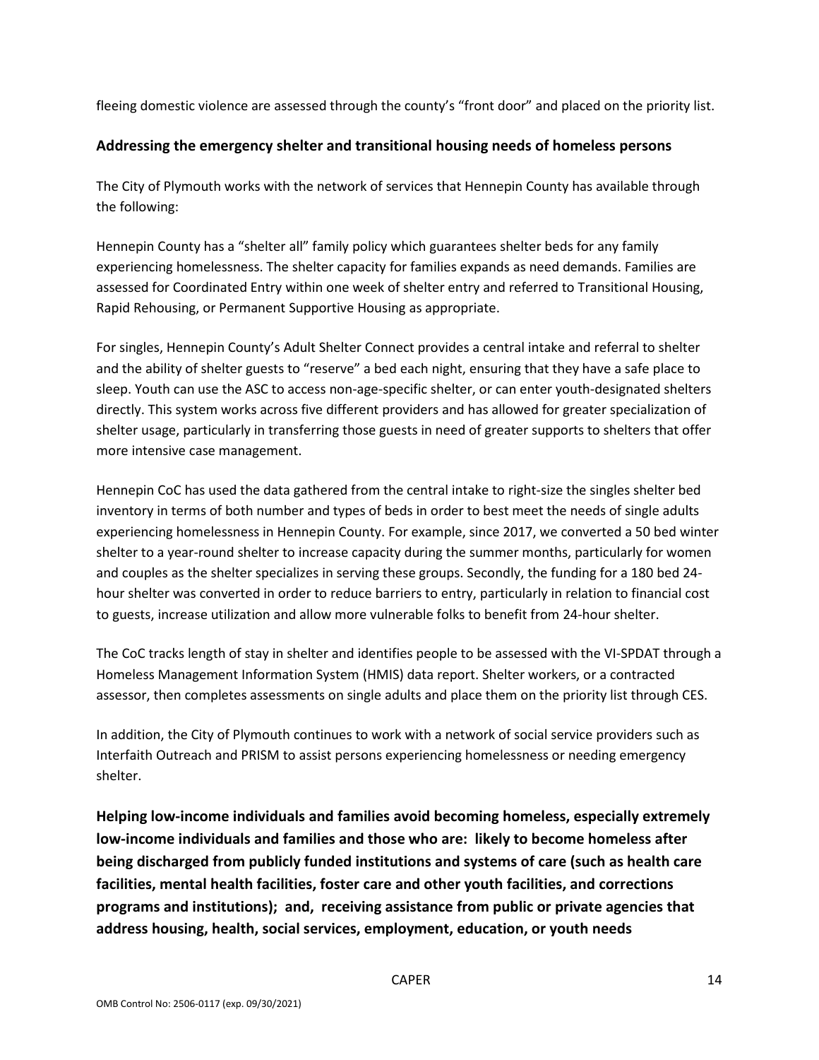fleeing domestic violence are assessed through the county's "front door" and placed on the priority list.

### Addressing the emergency shelter and transitional housing needs of homeless persons

The City of Plymouth works with the network of services that Hennepin County has available through the following:

Hennepin County has a "shelter all" family policy which guarantees shelter beds for any family experiencing homelessness. The shelter capacity for families expands as need demands. Families are assessed for Coordinated Entry within one week of shelter entry and referred to Transitional Housing, Rapid Rehousing, or Permanent Supportive Housing as appropriate.

For singles, Hennepin County's Adult Shelter Connect provides a central intake and referral to shelter and the ability of shelter guests to "reserve" a bed each night, ensuring that they have a safe place to sleep. Youth can use the ASC to access non-age-specific shelter, or can enter youth-designated shelters directly. This system works across five different providers and has allowed for greater specialization of shelter usage, particularly in transferring those guests in need of greater supports to shelters that offer more intensive case management.

Hennepin CoC has used the data gathered from the central intake to right-size the singles shelter bed inventory in terms of both number and types of beds in order to best meet the needs of single adults experiencing homelessness in Hennepin County. For example, since 2017, we converted a 50 bed winter shelter to a year-round shelter to increase capacity during the summer months, particularly for women and couples as the shelter specializes in serving these groups. Secondly, the funding for a 180 bed 24-hour shelter was converted in order to reduce barriers to entry, particularly in relation to financial cost to guests, increase utilization and allow more vulnerable folks to benefit from 24-hour shelter.

The CoC tracks length of stay in shelter and identifies people to be assessed with the VI-SPDAT through a Homeless Management Information System (HMIS) data report. Shelter workers, or a contracted assessor, then completes assessments on single adults and place them on the priority list through CES.

In addition, the City of Plymouth continues to work with a network of social service providers such as Interfaith Outreach and PRISM to assist persons experiencing homelessness or needing emergency shelter.

### Helping low-income individuals and families avoid becoming homeless, especially extremely low-income individuals and families and those who are: likely to become homeless after being discharged from publicly funded institutions and systems of care (such as health care facilities, mental health facilities, foster care and other youth facilities, and corrections programs and institutions); and, receiving assistance from public or private agencies that address housing, health, social services, employment, education, or youth needs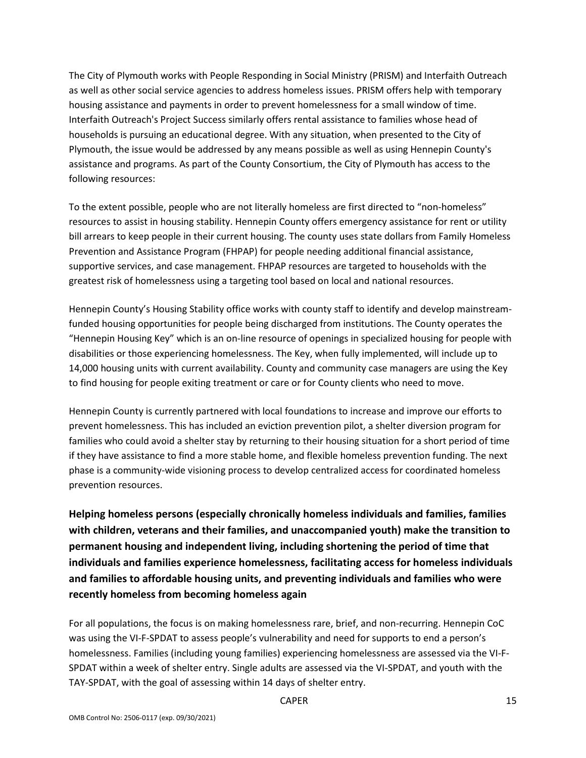The City of Plymouth works with People Responding in Social Ministry (PRISM) and Interfaith Outreach as well as other social service agencies to address homeless issues. PRISM offers help with temporary housing assistance and payments in order to prevent homelessness for a small window of time. Interfaith Outreach's Project Success similarly offers rental assistance to families whose head of households is pursuing an educational degree. With any situation, when presented to the City of Plymouth, the issue would be addressed by any means possible as well as using Hennepin County's assistance and programs. As part of the County Consortium, the City of Plymouth has access to the following resources:

To the extent possible, people who are not literally homeless are first directed to "non-homeless" resources to assist in housing stability. Hennepin County offers emergency assistance for rent or utility bill arrears to keep people in their current housing. The county uses state dollars from Family Homeless Prevention and Assistance Program (FHPAP) for people needing additional financial assistance, supportive services, and case management. FHPAP resources are targeted to households with the greatest risk of homelessness using a targeting tool based on local and national resources.

Hennepin County's Housing Stability office works with county staff to identify and develop mainstream-funded housing opportunities for people being discharged from institutions. The County operates the "Hennepin Housing Key" which is an on-line resource of openings in specialized housing for people with disabilities or those experiencing homelessness. The Key, when fully implemented, will include up to 14,000 housing units with current availability. County and community case managers are using the Key to find housing for people exiting treatment or care or for County clients who need to move.

Hennepin County is currently partnered with local foundations to increase and improve our efforts to prevent homelessness. This has included an eviction prevention pilot, a shelter diversion program for families who could avoid a shelter stay by returning to their housing situation for a short period of time if they have assistance to find a more stable home, and flexible homeless prevention funding. The next phase is a community-wide visioning process to develop centralized access for coordinated homeless prevention resources.

**Helping homeless persons (especially chronically homeless individuals and families, families with children, veterans and their families, and unaccompanied youth) make the transition to permanent housing and independent living, including shortening the period of time that individuals and families experience homelessness, facilitating access for homeless individuals and families to affordable housing units, and preventing individuals and families who were recently homeless from becoming homeless again**

For all populations, the focus is on making homelessness rare, brief, and non-recurring. Hennepin CoC was using the VI-F-SPDAT to assess people's vulnerability and need for supports to end a person's homelessness. Families (including young families) experiencing homelessness are assessed via the VI-F-SPDAT within a week of shelter entry. Single adults are assessed via the VI-SPDAT, and youth with the TAY-SPDAT, with the goal of assessing within 14 days of shelter entry.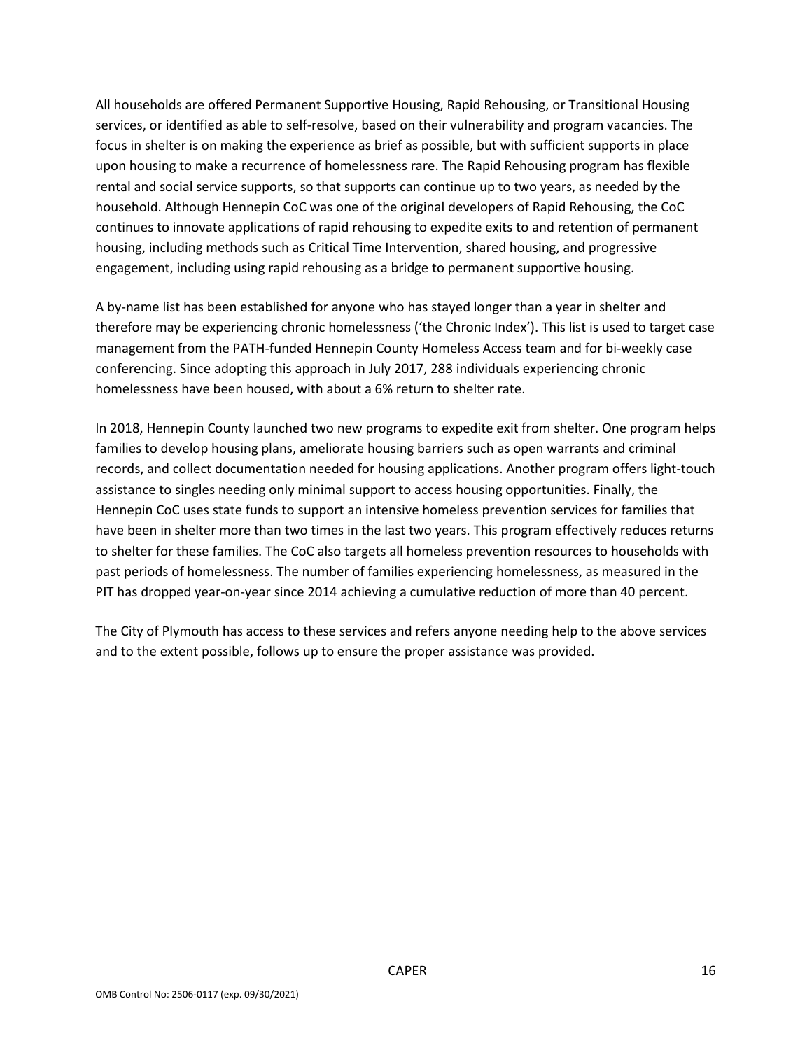All households are offered Permanent Supportive Housing, Rapid Rehousing, or Transitional Housing services, or identified as able to self-resolve, based on their vulnerability and program vacancies. The focus in shelter is on making the experience as brief as possible, but with sufficient supports in place upon housing to make a recurrence of homelessness rare. The Rapid Rehousing program has flexible rental and social service supports, so that supports can continue up to two years, as needed by the household. Although Hennepin CoC was one of the original developers of Rapid Rehousing, the CoC continues to innovate applications of rapid rehousing to expedite exits to and retention of permanent housing, including methods such as Critical Time Intervention, shared housing, and progressive engagement, including using rapid rehousing as a bridge to permanent supportive housing.

A by-name list has been established for anyone who has stayed longer than a year in shelter and therefore may be experiencing chronic homelessness ('the Chronic Index'). This list is used to target case management from the PATH-funded Hennepin County Homeless Access team and for bi-weekly case conferencing. Since adopting this approach in July 2017, 288 individuals experiencing chronic homelessness have been housed, with about a 6% return to shelter rate.

In 2018, Hennepin County launched two new programs to expedite exit from shelter. One program helps families to develop housing plans, ameliorate housing barriers such as open warrants and criminal records, and collect documentation needed for housing applications. Another program offers light-touch assistance to singles needing only minimal support to access housing opportunities. Finally, the Hennepin CoC uses state funds to support an intensive homeless prevention services for families that have been in shelter more than two times in the last two years. This program effectively reduces returns to shelter for these families. The CoC also targets all homeless prevention resources to households with past periods of homelessness. The number of families experiencing homelessness, as measured in the PIT has dropped year-on-year since 2014 achieving a cumulative reduction of more than 40 percent.

The City of Plymouth has access to these services and refers anyone needing help to the above services and to the extent possible, follows up to ensure the proper assistance was provided.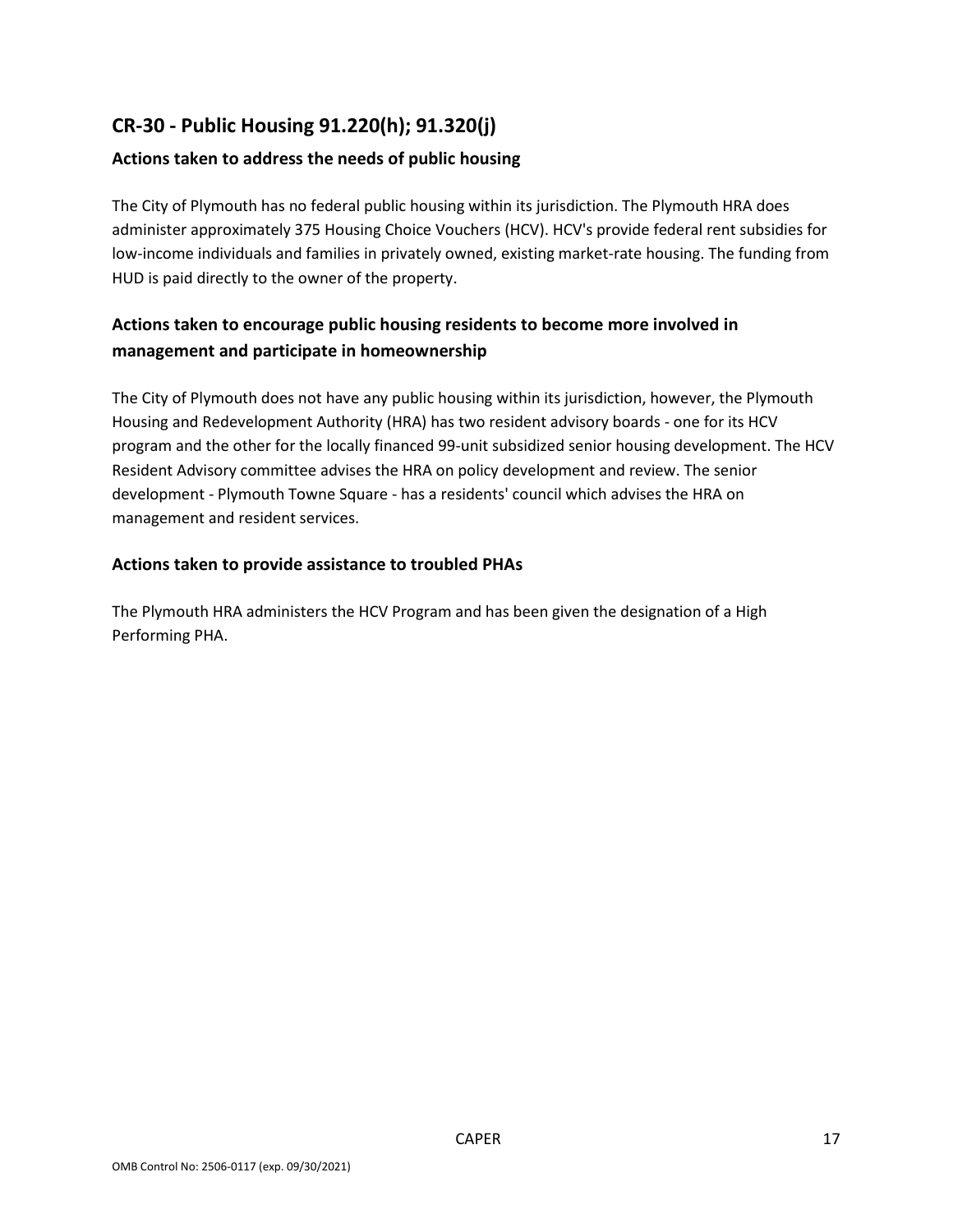## CR-30 - Public Housing 91.220(h); 91.320(j)

### Actions taken to address the needs of public housing

The City of Plymouth has no federal public housing within its jurisdiction. The Plymouth HRA does administer approximately 375 Housing Choice Vouchers (HCV). HCV's provide federal rent subsidies for low-income individuals and families in privately owned, existing market-rate housing. The funding from HUD is paid directly to the owner of the property.

### Actions taken to encourage public housing residents to become more involved in management and participate in homeownership

The City of Plymouth does not have any public housing within its jurisdiction, however, the Plymouth Housing and Redevelopment Authority (HRA) has two resident advisory boards - one for its HCV program and the other for the locally financed 99-unit subsidized senior housing development. The HCV Resident Advisory committee advises the HRA on policy development and review. The senior development - Plymouth Towne Square - has a residents' council which advises the HRA on management and resident services.

### Actions taken to provide assistance to troubled PHAs

The Plymouth HRA administers the HCV Program and has been given the designation of a High Performing PHA.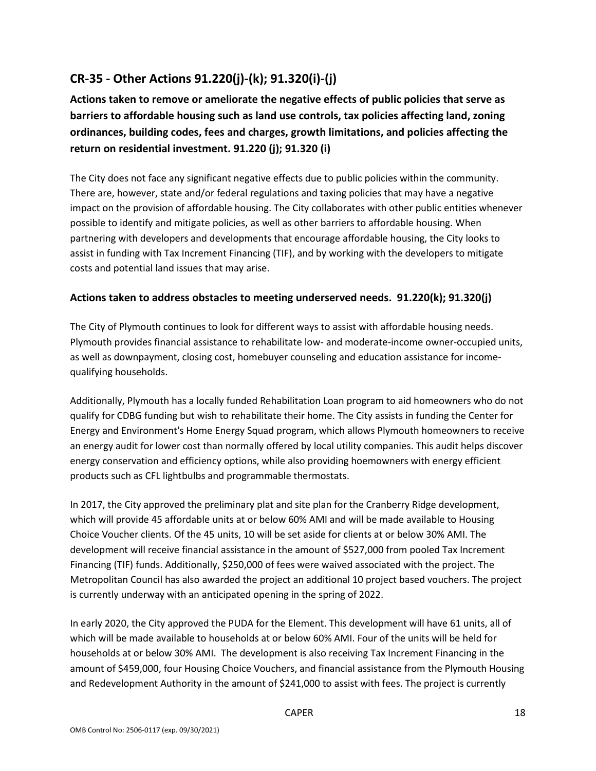## CR-35 - Other Actions 91.220(j)-(k); 91.320(i)-(j)

**Actions taken to remove or ameliorate the negative effects of public policies that serve as barriers to affordable housing such as land use controls, tax policies affecting land, zoning ordinances, building codes, fees and charges, growth limitations, and policies affecting the return on residential investment. 91.220 (j); 91.320 (i)**

The City does not face any significant negative effects due to public policies within the community. There are, however, state and/or federal regulations and taxing policies that may have a negative impact on the provision of affordable housing. The City collaborates with other public entities whenever possible to identify and mitigate policies, as well as other barriers to affordable housing. When partnering with developers and developments that encourage affordable housing, the City looks to assist in funding with Tax Increment Financing (TIF), and by working with the developers to mitigate costs and potential land issues that may arise.

### Actions taken to address obstacles to meeting underserved needs. 91.220(k); 91.320(j)

The City of Plymouth continues to look for different ways to assist with affordable housing needs. Plymouth provides financial assistance to rehabilitate low- and moderate-income owner-occupied units, as well as downpayment, closing cost, homebuyer counseling and education assistance for income-qualifying households.

Additionally, Plymouth has a locally funded Rehabilitation Loan program to aid homeowners who do not qualify for CDBG funding but wish to rehabilitate their home. The City assists in funding the Center for Energy and Environment's Home Energy Squad program, which allows Plymouth homeowners to receive an energy audit for lower cost than normally offered by local utility companies. This audit helps discover energy conservation and efficiency options, while also providing hoemowners with energy efficient products such as CFL lightbulbs and programmable thermostats.

In 2017, the City approved the preliminary plat and site plan for the Cranberry Ridge development, which will provide 45 affordable units at or below 60% AMI and will be made available to Housing Choice Voucher clients. Of the 45 units, 10 will be set aside for clients at or below 30% AMI. The development will receive financial assistance in the amount of $527,000 from pooled Tax Increment Financing (TIF) funds. Additionally, $250,000 of fees were waived associated with the project. The Metropolitan Council has also awarded the project an additional 10 project based vouchers. The project is currently underway with an anticipated opening in the spring of 2022.

In early 2020, the City approved the PUDA for the Element. This development will have 61 units, all of which will be made available to households at or below 60% AMI. Four of the units will be held for households at or below 30% AMI. The development is also receiving Tax Increment Financing in the amount of $459,000, four Housing Choice Vouchers, and financial assistance from the Plymouth Housing and Redevelopment Authority in the amount of $241,000 to assist with fees. The project is currently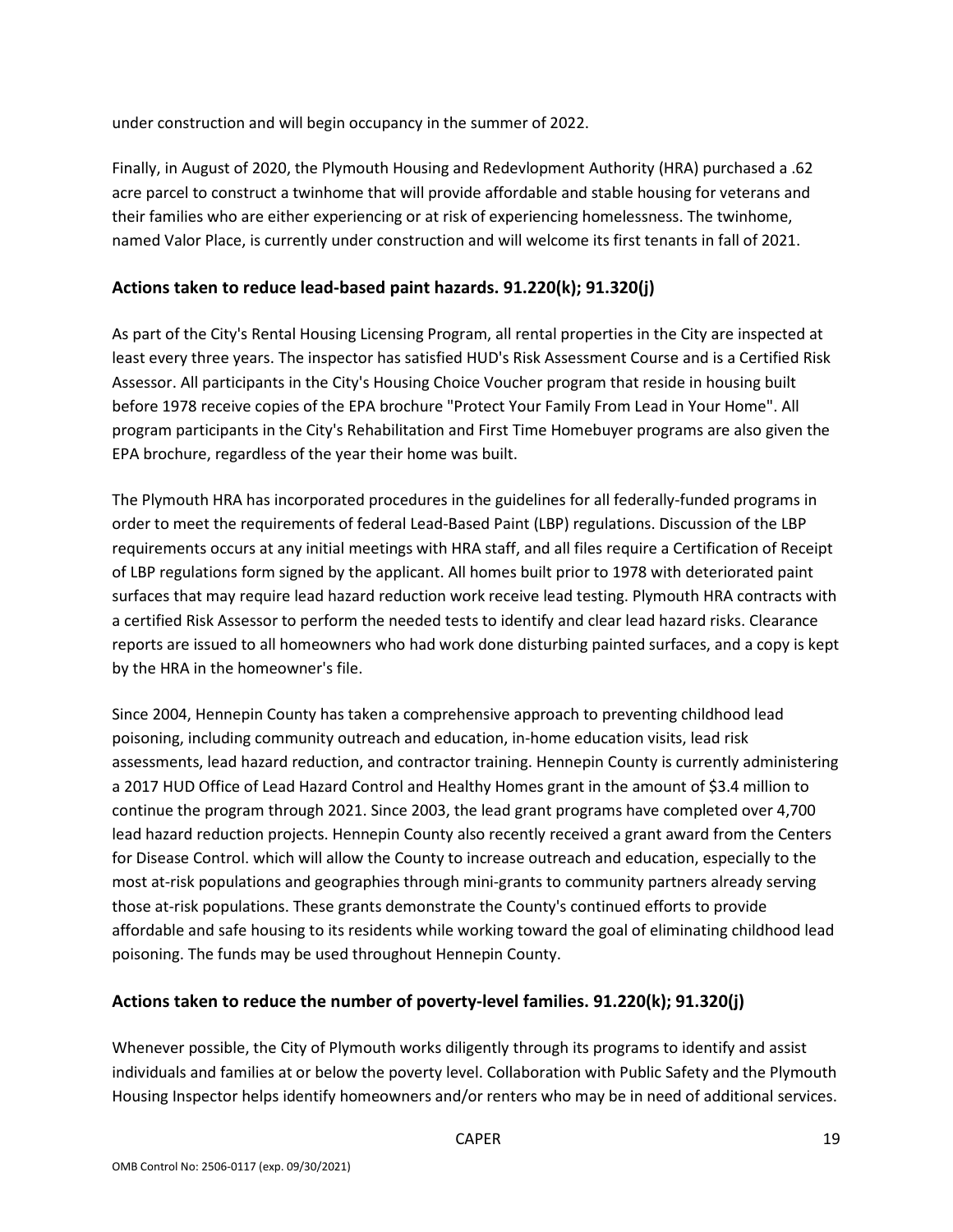under construction and will begin occupancy in the summer of 2022.

Finally, in August of 2020, the Plymouth Housing and Redevlopment Authority (HRA) purchased a .62 acre parcel to construct a twinhome that will provide affordable and stable housing for veterans and their families who are either experiencing or at risk of experiencing homelessness. The twinhome, named Valor Place, is currently under construction and will welcome its first tenants in fall of 2021.

## Actions taken to reduce lead-based paint hazards. 91.220(k); 91.320(j)

As part of the City's Rental Housing Licensing Program, all rental properties in the City are inspected at least every three years. The inspector has satisfied HUD's Risk Assessment Course and is a Certified Risk Assessor. All participants in the City's Housing Choice Voucher program that reside in housing built before 1978 receive copies of the EPA brochure "Protect Your Family From Lead in Your Home". All program participants in the City's Rehabilitation and First Time Homebuyer programs are also given the EPA brochure, regardless of the year their home was built.

The Plymouth HRA has incorporated procedures in the guidelines for all federally-funded programs in order to meet the requirements of federal Lead-Based Paint (LBP) regulations. Discussion of the LBP requirements occurs at any initial meetings with HRA staff, and all files require a Certification of Receipt of LBP regulations form signed by the applicant. All homes built prior to 1978 with deteriorated paint surfaces that may require lead hazard reduction work receive lead testing. Plymouth HRA contracts with a certified Risk Assessor to perform the needed tests to identify and clear lead hazard risks. Clearance reports are issued to all homeowners who had work done disturbing painted surfaces, and a copy is kept by the HRA in the homeowner's file.

Since 2004, Hennepin County has taken a comprehensive approach to preventing childhood lead poisoning, including community outreach and education, in-home education visits, lead risk assessments, lead hazard reduction, and contractor training. Hennepin County is currently administering a 2017 HUD Office of Lead Hazard Control and Healthy Homes grant in the amount of $3.4 million to continue the program through 2021. Since 2003, the lead grant programs have completed over 4,700 lead hazard reduction projects. Hennepin County also recently received a grant award from the Centers for Disease Control. which will allow the County to increase outreach and education, especially to the most at-risk populations and geographies through mini-grants to community partners already serving those at-risk populations. These grants demonstrate the County's continued efforts to provide affordable and safe housing to its residents while working toward the goal of eliminating childhood lead poisoning. The funds may be used throughout Hennepin County.

## Actions taken to reduce the number of poverty-level families. 91.220(k); 91.320(j)

Whenever possible, the City of Plymouth works diligently through its programs to identify and assist individuals and families at or below the poverty level. Collaboration with Public Safety and the Plymouth Housing Inspector helps identify homeowners and/or renters who may be in need of additional services.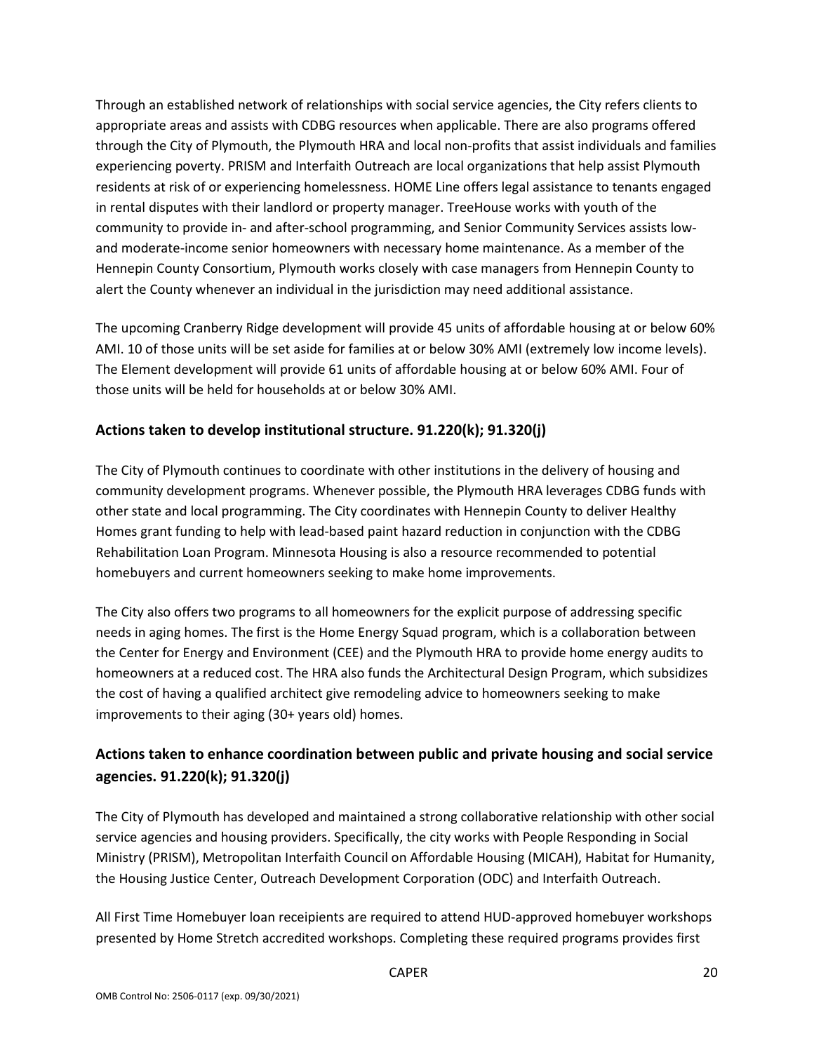Through an established network of relationships with social service agencies, the City refers clients to appropriate areas and assists with CDBG resources when applicable. There are also programs offered through the City of Plymouth, the Plymouth HRA and local non-profits that assist individuals and families experiencing poverty. PRISM and Interfaith Outreach are local organizations that help assist Plymouth residents at risk of or experiencing homelessness. HOME Line offers legal assistance to tenants engaged in rental disputes with their landlord or property manager. TreeHouse works with youth of the community to provide in- and after-school programming, and Senior Community Services assists low- and moderate-income senior homeowners with necessary home maintenance. As a member of the Hennepin County Consortium, Plymouth works closely with case managers from Hennepin County to alert the County whenever an individual in the jurisdiction may need additional assistance.

The upcoming Cranberry Ridge development will provide 45 units of affordable housing at or below 60% AMI. 10 of those units will be set aside for families at or below 30% AMI (extremely low income levels). The Element development will provide 61 units of affordable housing at or below 60% AMI. Four of those units will be held for households at or below 30% AMI.

## Actions taken to develop institutional structure. 91.220(k); 91.320(j)

The City of Plymouth continues to coordinate with other institutions in the delivery of housing and community development programs. Whenever possible, the Plymouth HRA leverages CDBG funds with other state and local programming. The City coordinates with Hennepin County to deliver Healthy Homes grant funding to help with lead-based paint hazard reduction in conjunction with the CDBG Rehabilitation Loan Program. Minnesota Housing is also a resource recommended to potential homebuyers and current homeowners seeking to make home improvements.

The City also offers two programs to all homeowners for the explicit purpose of addressing specific needs in aging homes. The first is the Home Energy Squad program, which is a collaboration between the Center for Energy and Environment (CEE) and the Plymouth HRA to provide home energy audits to homeowners at a reduced cost. The HRA also funds the Architectural Design Program, which subsidizes the cost of having a qualified architect give remodeling advice to homeowners seeking to make improvements to their aging (30+ years old) homes.

## Actions taken to enhance coordination between public and private housing and social service agencies. 91.220(k); 91.320(j)

The City of Plymouth has developed and maintained a strong collaborative relationship with other social service agencies and housing providers. Specifically, the city works with People Responding in Social Ministry (PRISM), Metropolitan Interfaith Council on Affordable Housing (MICAH), Habitat for Humanity, the Housing Justice Center, Outreach Development Corporation (ODC) and Interfaith Outreach.

All First Time Homebuyer loan receipients are required to attend HUD-approved homebuyer workshops presented by Home Stretch accredited workshops. Completing these required programs provides first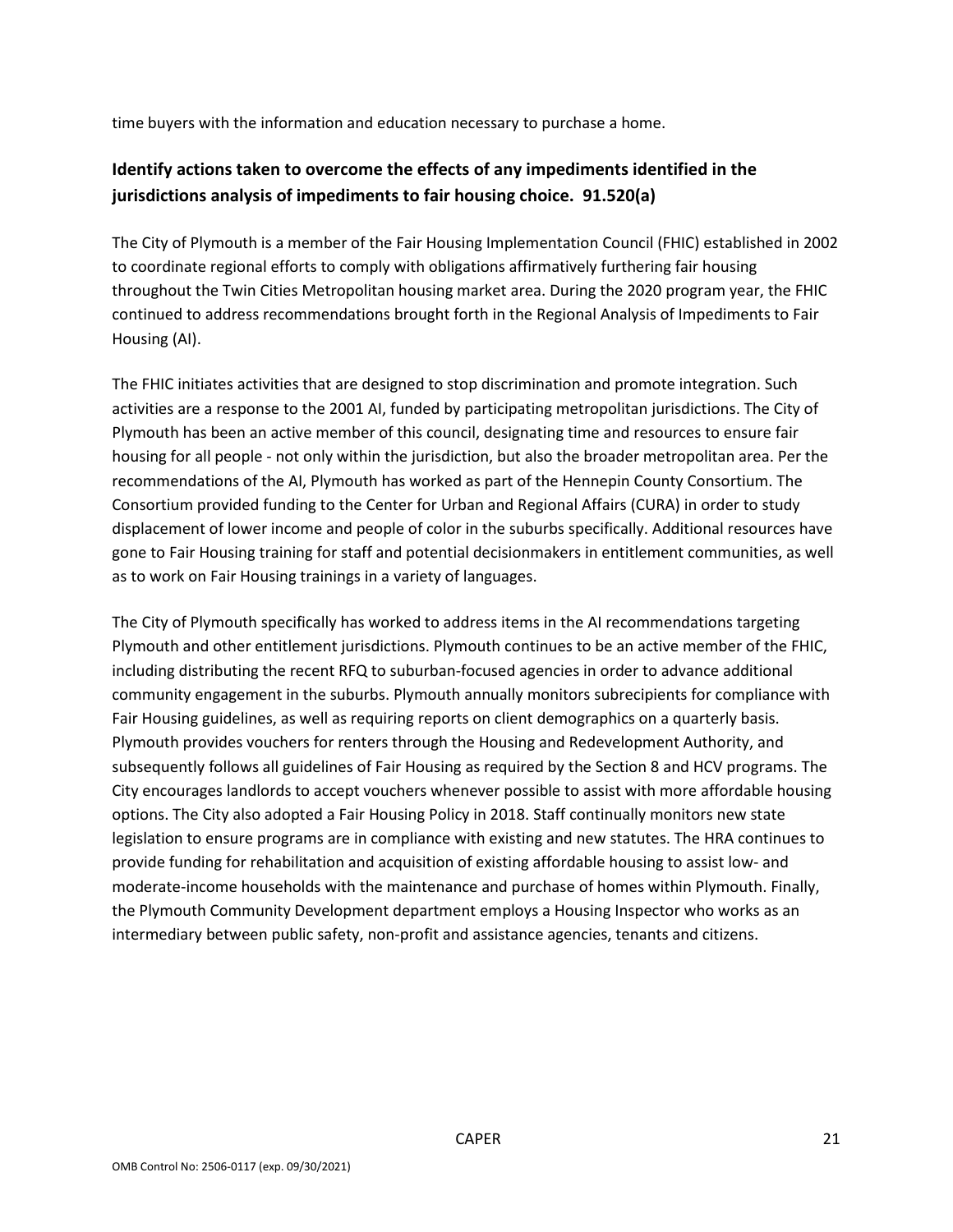time buyers with the information and education necessary to purchase a home.

## Identify actions taken to overcome the effects of any impediments identified in the jurisdictions analysis of impediments to fair housing choice. 91.520(a)

The City of Plymouth is a member of the Fair Housing Implementation Council (FHIC) established in 2002 to coordinate regional efforts to comply with obligations affirmatively furthering fair housing throughout the Twin Cities Metropolitan housing market area. During the 2020 program year, the FHIC continued to address recommendations brought forth in the Regional Analysis of Impediments to Fair Housing (AI).

The FHIC initiates activities that are designed to stop discrimination and promote integration. Such activities are a response to the 2001 AI, funded by participating metropolitan jurisdictions. The City of Plymouth has been an active member of this council, designating time and resources to ensure fair housing for all people - not only within the jurisdiction, but also the broader metropolitan area. Per the recommendations of the AI, Plymouth has worked as part of the Hennepin County Consortium. The Consortium provided funding to the Center for Urban and Regional Affairs (CURA) in order to study displacement of lower income and people of color in the suburbs specifically. Additional resources have gone to Fair Housing training for staff and potential decisionmakers in entitlement communities, as well as to work on Fair Housing trainings in a variety of languages.

The City of Plymouth specifically has worked to address items in the AI recommendations targeting Plymouth and other entitlement jurisdictions. Plymouth continues to be an active member of the FHIC, including distributing the recent RFQ to suburban-focused agencies in order to advance additional community engagement in the suburbs. Plymouth annually monitors subrecipients for compliance with Fair Housing guidelines, as well as requiring reports on client demographics on a quarterly basis. Plymouth provides vouchers for renters through the Housing and Redevelopment Authority, and subsequently follows all guidelines of Fair Housing as required by the Section 8 and HCV programs. The City encourages landlords to accept vouchers whenever possible to assist with more affordable housing options. The City also adopted a Fair Housing Policy in 2018. Staff continually monitors new state legislation to ensure programs are in compliance with existing and new statutes. The HRA continues to provide funding for rehabilitation and acquisition of existing affordable housing to assist low- and moderate-income households with the maintenance and purchase of homes within Plymouth. Finally, the Plymouth Community Development department employs a Housing Inspector who works as an intermediary between public safety, non-profit and assistance agencies, tenants and citizens.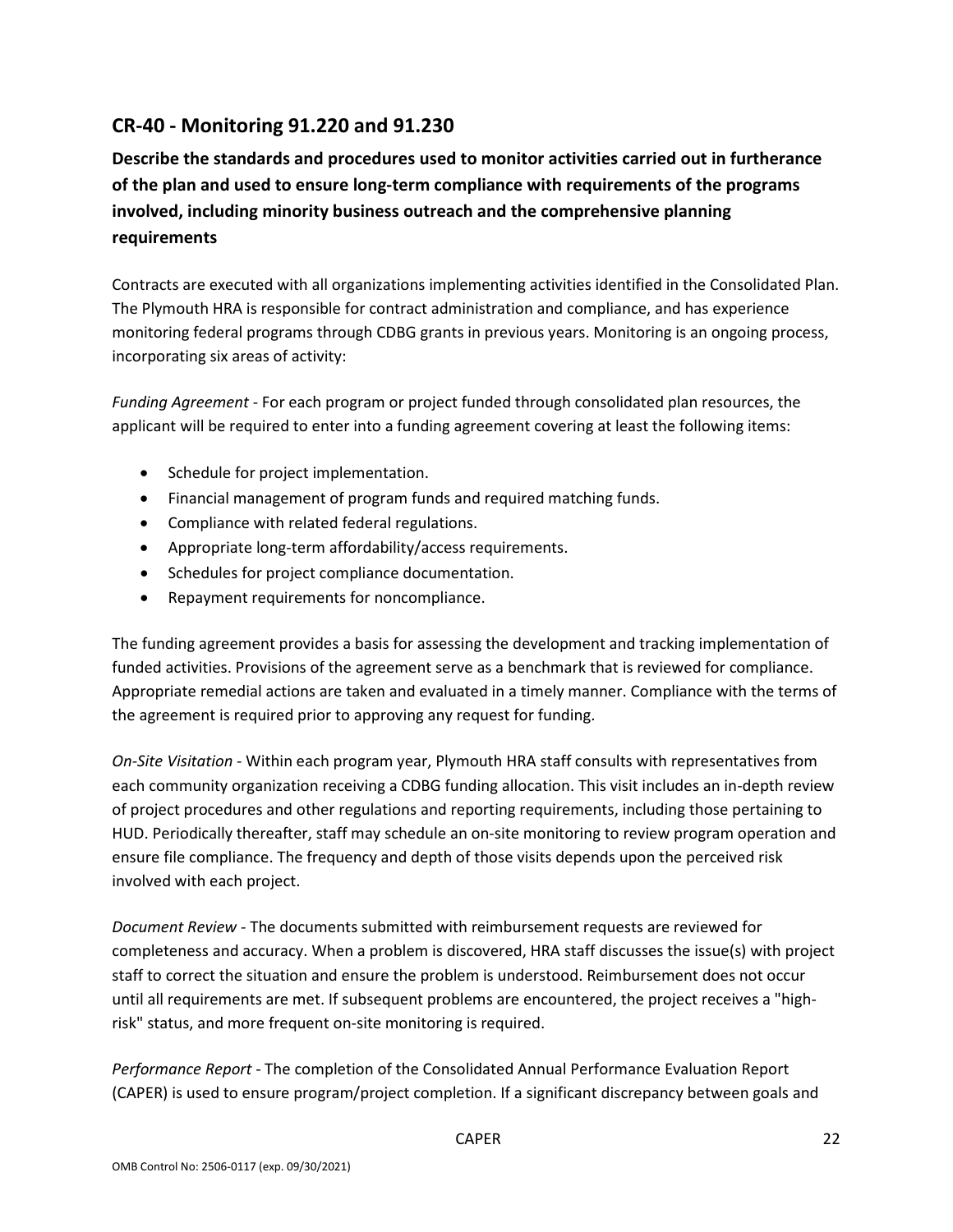## CR-40 - Monitoring 91.220 and 91.230

**Describe the standards and procedures used to monitor activities carried out in furtherance of the plan and used to ensure long-term compliance with requirements of the programs involved, including minority business outreach and the comprehensive planning requirements**

Contracts are executed with all organizations implementing activities identified in the Consolidated Plan. The Plymouth HRA is responsible for contract administration and compliance, and has experience monitoring federal programs through CDBG grants in previous years. Monitoring is an ongoing process, incorporating six areas of activity:

*Funding Agreement* - For each program or project funded through consolidated plan resources, the applicant will be required to enter into a funding agreement covering at least the following items:

- Schedule for project implementation.
- Financial management of program funds and required matching funds.
- Compliance with related federal regulations.
- Appropriate long-term affordability/access requirements.
- Schedules for project compliance documentation.
- Repayment requirements for noncompliance.

The funding agreement provides a basis for assessing the development and tracking implementation of funded activities. Provisions of the agreement serve as a benchmark that is reviewed for compliance. Appropriate remedial actions are taken and evaluated in a timely manner. Compliance with the terms of the agreement is required prior to approving any request for funding.

*On-Site Visitation* - Within each program year, Plymouth HRA staff consults with representatives from each community organization receiving a CDBG funding allocation. This visit includes an in-depth review of project procedures and other regulations and reporting requirements, including those pertaining to HUD. Periodically thereafter, staff may schedule an on-site monitoring to review program operation and ensure file compliance. The frequency and depth of those visits depends upon the perceived risk involved with each project.

*Document Review* - The documents submitted with reimbursement requests are reviewed for completeness and accuracy. When a problem is discovered, HRA staff discusses the issue(s) with project staff to correct the situation and ensure the problem is understood. Reimbursement does not occur until all requirements are met. If subsequent problems are encountered, the project receives a "high-risk" status, and more frequent on-site monitoring is required.

*Performance Report* - The completion of the Consolidated Annual Performance Evaluation Report (CAPER) is used to ensure program/project completion. If a significant discrepancy between goals and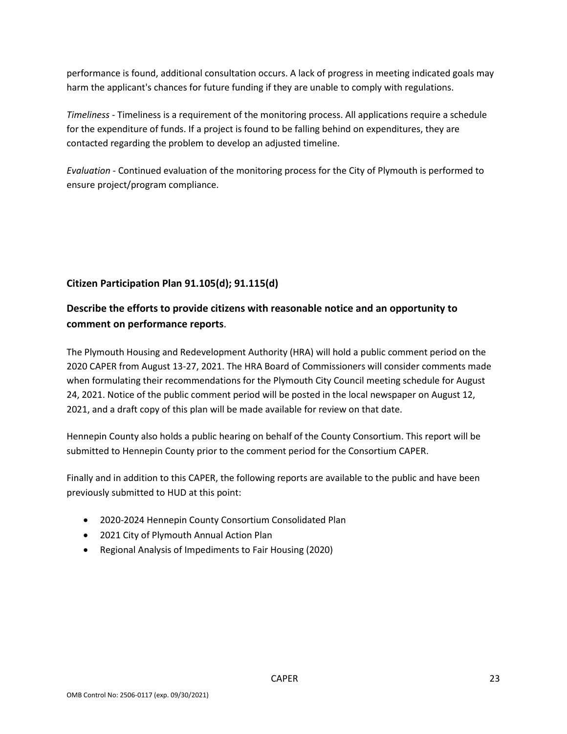performance is found, additional consultation occurs. A lack of progress in meeting indicated goals may harm the applicant's chances for future funding if they are unable to comply with regulations.

*Timeliness* - Timeliness is a requirement of the monitoring process. All applications require a schedule for the expenditure of funds. If a project is found to be falling behind on expenditures, they are contacted regarding the problem to develop an adjusted timeline.

*Evaluation* - Continued evaluation of the monitoring process for the City of Plymouth is performed to ensure project/program compliance.

### Citizen Participation Plan 91.105(d); 91.115(d)

### Describe the efforts to provide citizens with reasonable notice and an opportunity to comment on performance reports.

The Plymouth Housing and Redevelopment Authority (HRA) will hold a public comment period on the 2020 CAPER from August 13-27, 2021. The HRA Board of Commissioners will consider comments made when formulating their recommendations for the Plymouth City Council meeting schedule for August 24, 2021. Notice of the public comment period will be posted in the local newspaper on August 12, 2021, and a draft copy of this plan will be made available for review on that date.

Hennepin County also holds a public hearing on behalf of the County Consortium. This report will be submitted to Hennepin County prior to the comment period for the Consortium CAPER.

Finally and in addition to this CAPER, the following reports are available to the public and have been previously submitted to HUD at this point:

- 2020-2024 Hennepin County Consortium Consolidated Plan
- 2021 City of Plymouth Annual Action Plan
- Regional Analysis of Impediments to Fair Housing (2020)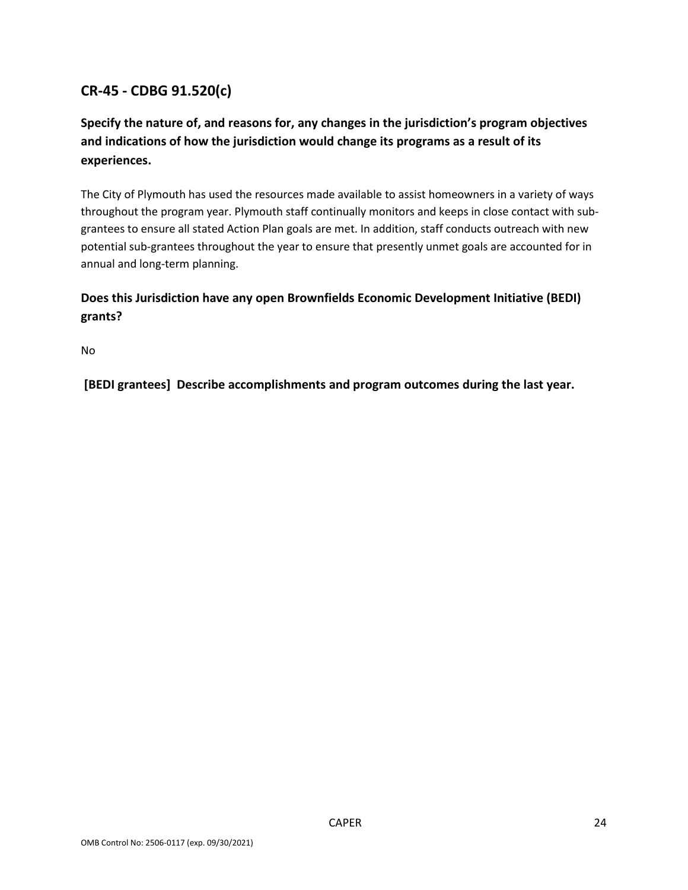## CR-45 - CDBG 91.520(c)

### Specify the nature of, and reasons for, any changes in the jurisdiction's program objectives and indications of how the jurisdiction would change its programs as a result of its experiences.

The City of Plymouth has used the resources made available to assist homeowners in a variety of ways throughout the program year. Plymouth staff continually monitors and keeps in close contact with sub-grantees to ensure all stated Action Plan goals are met. In addition, staff conducts outreach with new potential sub-grantees throughout the year to ensure that presently unmet goals are accounted for in annual and long-term planning.

### Does this Jurisdiction have any open Brownfields Economic Development Initiative (BEDI) grants?

No

### [BEDI grantees] Describe accomplishments and program outcomes during the last year.